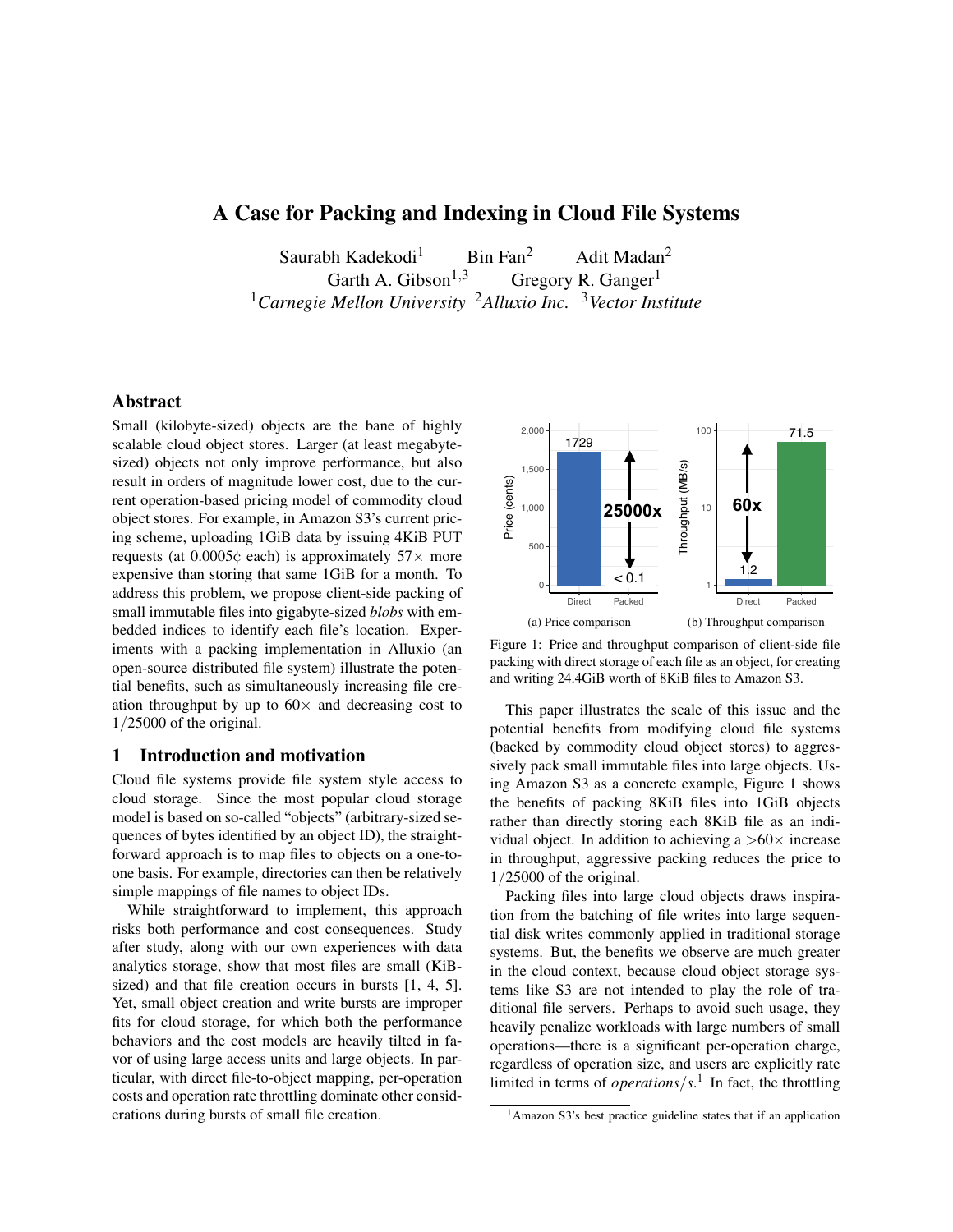# A Case for Packing and Indexing in Cloud File Systems

Saurabh Kadekodi[1] Bin Fan[2] Adit Madan[2]
Garth A. Gibson[1,3] Gregory R. Ganger[1]
[1]*Carnegie Mellon University* [2]*Alluxio Inc.* [3]*Vector Institute*

## Abstract

Small (kilobyte-sized) objects are the bane of highly scalable cloud object stores. Larger (at least megabyte-sized) objects not only improve performance, but also result in orders of magnitude lower cost, due to the current operation-based pricing model of commodity cloud object stores. For example, in Amazon S3's current pricing scheme, uploading 1GiB data by issuing 4KiB PUT requests (at 0.0005¢ each) is approximately 57× more expensive than storing that same 1GiB for a month. To address this problem, we propose client-side packing of small immutable files into gigabyte-sized *blobs* with embedded indices to identify each file's location. Experiments with a packing implementation in Alluxio (an open-source distributed file system) illustrate the potential benefits, such as simultaneously increasing file creation throughput by up to 60× and decreasing cost to $1/25000$ of the original.

## 1 Introduction and motivation

Cloud file systems provide file system style access to cloud storage. Since the most popular cloud storage model is based on so-called "objects" (arbitrary-sized sequences of bytes identified by an object ID), the straightforward approach is to map files to objects on a one-to-one basis. For example, directories can then be relatively simple mappings of file names to object IDs.

While straightforward to implement, this approach risks both performance and cost consequences. Study after study, along with our own experiences with data analytics storage, show that most files are small (KiB-sized) and that file creation occurs in bursts [1, 4, 5]. Yet, small object creation and write bursts are improper fits for cloud storage, for which both the performance behaviors and the cost models are heavily tilted in favor of using large access units and large objects. In particular, with direct file-to-object mapping, per-operation costs and operation rate throttling dominate other considerations during bursts of small file creation.

(a) Price comparison (b) Throughput comparison

Figure 1: Price and throughput comparison of client-side file packing with direct storage of each file as an object, for creating and writing 24.4GiB worth of 8KiB files to Amazon S3.

This paper illustrates the scale of this issue and the potential benefits from modifying cloud file systems (backed by commodity cloud object stores) to aggressively pack small immutable files into large objects. Using Amazon S3 as a concrete example, Figure 1 shows the benefits of packing 8KiB files into 1GiB objects rather than directly storing each 8KiB file as an individual object. In addition to achieving a >60× increase in throughput, aggressive packing reduces the price to $1/25000$ of the original.

Packing files into large cloud objects draws inspiration from the batching of file writes into large sequential disk writes commonly applied in traditional storage systems. But, the benefits we observe are much greater in the cloud context, because cloud object storage systems like S3 are not intended to play the role of traditional file servers. Perhaps to avoid such usage, they heavily penalize workloads with large numbers of small operations—there is a significant per-operation charge, regardless of operation size, and users are explicitly rate limited in terms of *operations/s*.[1] In fact, the throttling

[1] Amazon S3's best practice guideline states that if an application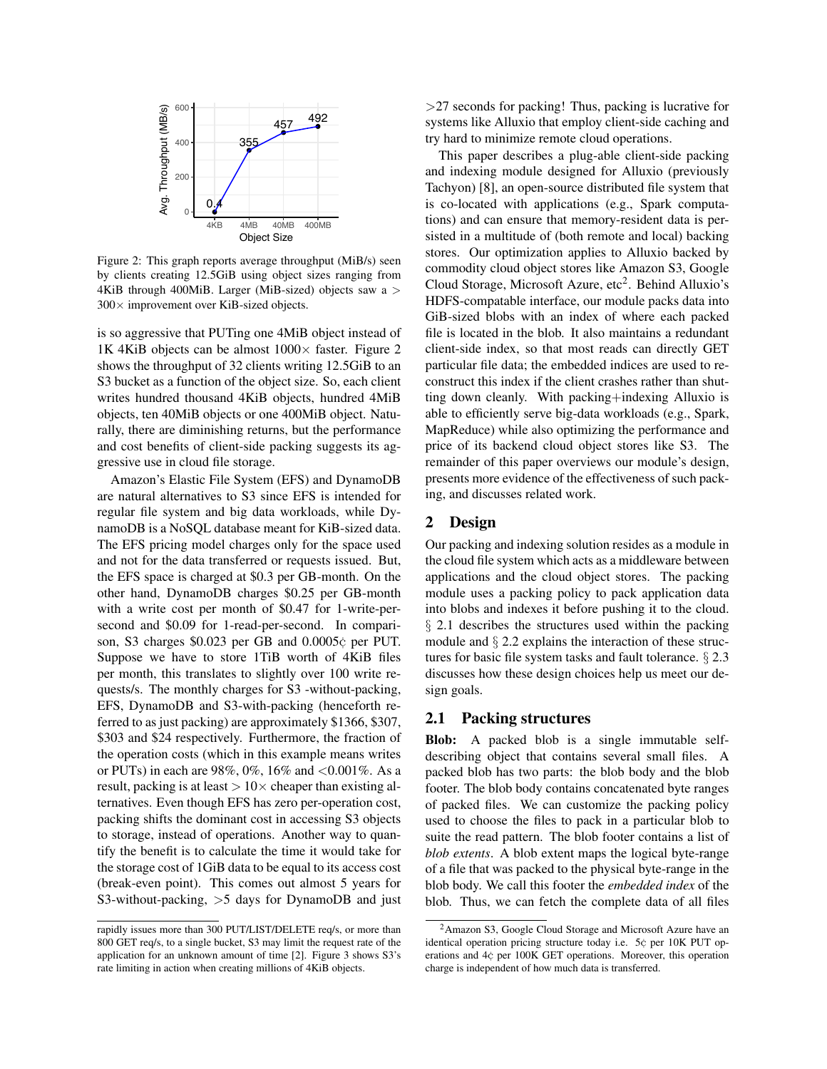Figure 2: This graph reports average throughput (MiB/s) seen by clients creating 12.5GiB using object sizes ranging from 4KiB through 400MiB. Larger (MiB-sized) objects saw a > 300× improvement over KiB-sized objects.

is so aggressive that PUTing one 4MiB object instead of 1K 4KiB objects can be almost 1000× faster. Figure 2 shows the throughput of 32 clients writing 12.5GiB to an S3 bucket as a function of the object size. So, each client writes hundred thousand 4KiB objects, hundred 4MiB objects, ten 40MiB objects or one 400MiB object. Naturally, there are diminishing returns, but the performance and cost benefits of client-side packing suggests its aggressive use in cloud file storage.

Amazon's Elastic File System (EFS) and DynamoDB are natural alternatives to S3 since EFS is intended for regular file system and big data workloads, while DynamoDB is a NoSQL database meant for KiB-sized data. The EFS pricing model charges only for the space used and not for the data transferred or requests issued. But, the EFS space is charged at \$0.3 per GB-month. On the other hand, DynamoDB charges \$0.25 per GB-month with a write cost per month of \$0.47 for 1-write-per-second and \$0.09 for 1-read-per-second. In comparison, S3 charges \$0.023 per GB and 0.0005¢ per PUT. Suppose we have to store 1TiB worth of 4KiB files per month, this translates to slightly over 100 write requests/s. The monthly charges for S3 -without-packing, EFS, DynamoDB and S3-with-packing (henceforth referred to as just packing) are approximately \$1366, \$307, \$303 and \$24 respectively. Furthermore, the fraction of the operation costs (which in this example means writes or PUTs) in each are 98%, 0%, 16% and <0.001%. As a result, packing is at least > 10× cheaper than existing alternatives. Even though EFS has zero per-operation cost, packing shifts the dominant cost in accessing S3 objects to storage, instead of operations. Another way to quantify the benefit is to calculate the time it would take for the storage cost of 1GiB data to be equal to its access cost (break-even point). This comes out almost 5 years for S3-without-packing, >5 days for DynamoDB and just >27 seconds for packing! Thus, packing is lucrative for systems like Alluxio that employ client-side caching and try hard to minimize remote cloud operations.

This paper describes a plug-able client-side packing and indexing module designed for Alluxio (previously Tachyon) [8], an open-source distributed file system that is co-located with applications (e.g., Spark computations) and can ensure that memory-resident data is persisted in a multitude of (both remote and local) backing stores. Our optimization applies to Alluxio backed by commodity cloud object stores like Amazon S3, Google Cloud Storage, Microsoft Azure, etc[2]. Behind Alluxio's HDFS-compatable interface, our module packs data into GiB-sized blobs with an index of where each packed file is located in the blob. It also maintains a redundant client-side index, so that most reads can directly GET particular file data; the embedded indices are used to reconstruct this index if the client crashes rather than shutting down cleanly. With packing+indexing Alluxio is able to efficiently serve big-data workloads (e.g., Spark, MapReduce) while also optimizing the performance and price of its backend cloud object stores like S3. The remainder of this paper overviews our module's design, presents more evidence of the effectiveness of such packing, and discusses related work.

## 2 Design

Our packing and indexing solution resides as a module in the cloud file system which acts as a middleware between applications and the cloud object stores. The packing module uses a packing policy to pack application data into blobs and indexes it before pushing it to the cloud. § 2.1 describes the structures used within the packing module and § 2.2 explains the interaction of these structures for basic file system tasks and fault tolerance. § 2.3 discusses how these design choices help us meet our design goals.

### 2.1 Packing structures

**Blob:** A packed blob is a single immutable self-describing object that contains several small files. A packed blob has two parts: the blob body and the blob footer. The blob body contains concatenated byte ranges of packed files. We can customize the packing policy used to choose the files to pack in a particular blob to suite the read pattern. The blob footer contains a list of *blob extents*. A blob extent maps the logical byte-range of a file that was packed to the physical byte-range in the blob body. We call this footer the *embedded index* of the blob. Thus, we can fetch the complete data of all files

---

rapidly issues more than 300 PUT/LIST/DELETE req/s, or more than 800 GET req/s, to a single bucket, S3 may limit the request rate of the application for an unknown amount of time [2]. Figure 3 shows S3's rate limiting in action when creating millions of 4KiB objects.

[2] Amazon S3, Google Cloud Storage and Microsoft Azure have an identical operation pricing structure today i.e. 5¢ per 10K PUT operations and 4¢ per 100K GET operations. Moreover, this operation charge is independent of how much data is transferred.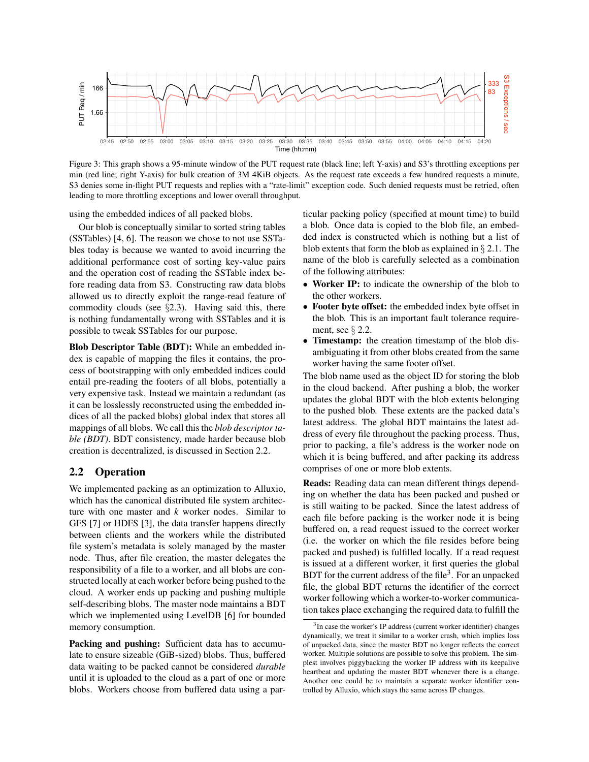Figure 3: This graph shows a 95-minute window of the PUT request rate (black line; left Y-axis) and S3's throttling exceptions per min (red line; right Y-axis) for bulk creation of 3M 4KiB objects. As the request rate exceeds a few hundred requests a minute, S3 denies some in-flight PUT requests and replies with a "rate-limit" exception code. Such denied requests must be retried, often leading to more throttling exceptions and lower overall throughput.

using the embedded indices of all packed blobs.

Our blob is conceptually similar to sorted string tables (SSTables) [4, 6]. The reason we chose to not use SSTables today is because we wanted to avoid incurring the additional performance cost of sorting key-value pairs and the operation cost of reading the SSTable index before reading data from S3. Constructing raw data blobs allowed us to directly exploit the range-read feature of commodity clouds (see §2.3). Having said this, there is nothing fundamentally wrong with SSTables and it is possible to tweak SSTables for our purpose.

**Blob Descriptor Table (BDT):** While an embedded index is capable of mapping the files it contains, the process of bootstrapping with only embedded indices could entail pre-reading the footers of all blobs, potentially a very expensive task. Instead we maintain a redundant (as it can be losslessly reconstructed using the embedded indices of all the packed blobs) global index that stores all mappings of all blobs. We call this the *blob descriptor table (BDT)*. BDT consistency, made harder because blob creation is decentralized, is discussed in Section 2.2.

## 2.2 Operation

We implemented packing as an optimization to Alluxio, which has the canonical distributed file system architecture with one master and $k$ worker nodes. Similar to GFS [7] or HDFS [3], the data transfer happens directly between clients and the workers while the distributed file system's metadata is solely managed by the master node. Thus, after file creation, the master delegates the responsibility of a file to a worker, and all blobs are constructed locally at each worker before being pushed to the cloud. A worker ends up packing and pushing multiple self-describing blobs. The master node maintains a BDT which we implemented using LevelDB [6] for bounded memory consumption.

**Packing and pushing:** Sufficient data has to accumulate to ensure sizeable (GiB-sized) blobs. Thus, buffered data waiting to be packed cannot be considered *durable* until it is uploaded to the cloud as a part of one or more blobs. Workers choose from buffered data using a particular packing policy (specified at mount time) to build a blob. Once data is copied to the blob file, an embedded index is constructed which is nothing but a list of blob extents that form the blob as explained in § 2.1. The name of the blob is carefully selected as a combination of the following attributes:

- **Worker IP:** to indicate the ownership of the blob to the other workers.
- **Footer byte offset:** the embedded index byte offset in the blob. This is an important fault tolerance requirement, see § 2.2.
- **Timestamp:** the creation timestamp of the blob disambiguating it from other blobs created from the same worker having the same footer offset.

The blob name used as the object ID for storing the blob in the cloud backend. After pushing a blob, the worker updates the global BDT with the blob extents belonging to the pushed blob. These extents are the packed data's latest address. The global BDT maintains the latest address of every file throughout the packing process. Thus, prior to packing, a file's address is the worker node on which it is being buffered, and after packing its address comprises of one or more blob extents.

**Reads:** Reading data can mean different things depending on whether the data has been packed and pushed or is still waiting to be packed. Since the latest address of each file before packing is the worker node it is being buffered on, a read request issued to the correct worker (i.e. the worker on which the file resides before being packed and pushed) is fulfilled locally. If a read request is issued at a different worker, it first queries the global BDT for the current address of the file[3]. For an unpacked file, the global BDT returns the identifier of the correct worker following which a worker-to-worker communication takes place exchanging the required data to fulfill the

[3] In case the worker's IP address (current worker identifier) changes dynamically, we treat it similar to a worker crash, which implies loss of unpacked data, since the master BDT no longer reflects the correct worker. Multiple solutions are possible to solve this problem. The simplest involves piggybacking the worker IP address with its keepalive heartbeat and updating the master BDT whenever there is a change. Another one could be to maintain a separate worker identifier controlled by Alluxio, which stays the same across IP changes.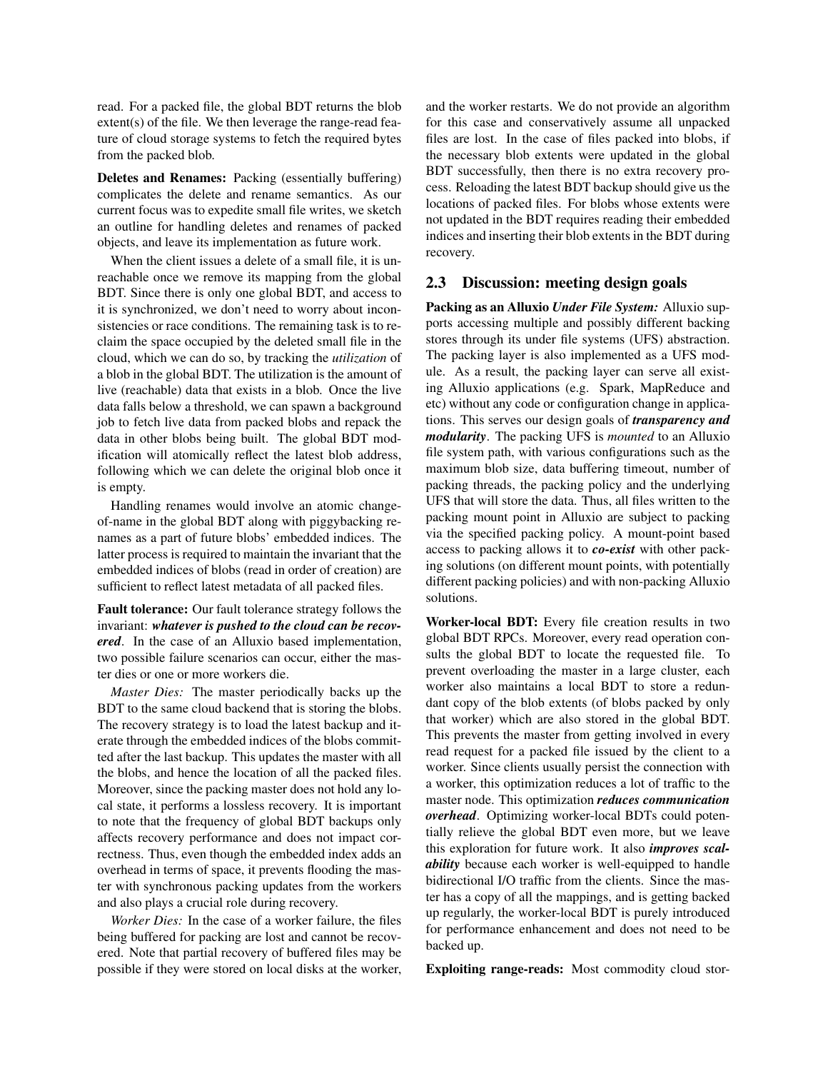read. For a packed file, the global BDT returns the blob extent(s) of the file. We then leverage the range-read feature of cloud storage systems to fetch the required bytes from the packed blob.

**Deletes and Renames:** Packing (essentially buffering) complicates the delete and rename semantics. As our current focus was to expedite small file writes, we sketch an outline for handling deletes and renames of packed objects, and leave its implementation as future work.

When the client issues a delete of a small file, it is unreachable once we remove its mapping from the global BDT. Since there is only one global BDT, and access to it is synchronized, we don't need to worry about inconsistencies or race conditions. The remaining task is to reclaim the space occupied by the deleted small file in the cloud, which we can do so, by tracking the *utilization* of a blob in the global BDT. The utilization is the amount of live (reachable) data that exists in a blob. Once the live data falls below a threshold, we can spawn a background job to fetch live data from packed blobs and repack the data in other blobs being built. The global BDT modification will atomically reflect the latest blob address, following which we can delete the original blob once it is empty.

Handling renames would involve an atomic change-of-name in the global BDT along with piggybacking renames as a part of future blobs' embedded indices. The latter process is required to maintain the invariant that the embedded indices of blobs (read in order of creation) are sufficient to reflect latest metadata of all packed files.

**Fault tolerance:** Our fault tolerance strategy follows the invariant: ***whatever is pushed to the cloud can be recovered***. In the case of an Alluxio based implementation, two possible failure scenarios can occur, either the master dies or one or more workers die.

*Master Dies:* The master periodically backs up the BDT to the same cloud backend that is storing the blobs. The recovery strategy is to load the latest backup and iterate through the embedded indices of the blobs committed after the last backup. This updates the master with all the blobs, and hence the location of all the packed files. Moreover, since the packing master does not hold any local state, it performs a lossless recovery. It is important to note that the frequency of global BDT backups only affects recovery performance and does not impact correctness. Thus, even though the embedded index adds an overhead in terms of space, it prevents flooding the master with synchronous packing updates from the workers and also plays a crucial role during recovery.

*Worker Dies:* In the case of a worker failure, the files being buffered for packing are lost and cannot be recovered. Note that partial recovery of buffered files may be possible if they were stored on local disks at the worker, and the worker restarts. We do not provide an algorithm for this case and conservatively assume all unpacked files are lost. In the case of files packed into blobs, if the necessary blob extents were updated in the global BDT successfully, then there is no extra recovery process. Reloading the latest BDT backup should give us the locations of packed files. For blobs whose extents were not updated in the BDT requires reading their embedded indices and inserting their blob extents in the BDT during recovery.

## 2.3 Discussion: meeting design goals

**Packing as an Alluxio *Under File System:*** Alluxio supports accessing multiple and possibly different backing stores through its under file systems (UFS) abstraction. The packing layer is also implemented as a UFS module. As a result, the packing layer can serve all existing Alluxio applications (e.g. Spark, MapReduce and etc) without any code or configuration change in applications. This serves our design goals of ***transparency and modularity***. The packing UFS is *mounted* to an Alluxio file system path, with various configurations such as the maximum blob size, data buffering timeout, number of packing threads, the packing policy and the underlying UFS that will store the data. Thus, all files written to the packing mount point in Alluxio are subject to packing via the specified packing policy. A mount-point based access to packing allows it to ***co-exist*** with other packing solutions (on different mount points, with potentially different packing policies) and with non-packing Alluxio solutions.

**Worker-local BDT:** Every file creation results in two global BDT RPCs. Moreover, every read operation consults the global BDT to locate the requested file. To prevent overloading the master in a large cluster, each worker also maintains a local BDT to store a redundant copy of the blob extents (of blobs packed by only that worker) which are also stored in the global BDT. This prevents the master from getting involved in every read request for a packed file issued by the client to a worker. Since clients usually persist the connection with a worker, this optimization reduces a lot of traffic to the master node. This optimization ***reduces communication overhead***. Optimizing worker-local BDTs could potentially relieve the global BDT even more, but we leave this exploration for future work. It also ***improves scalability*** because each worker is well-equipped to handle bidirectional I/O traffic from the clients. Since the master has a copy of all the mappings, and is getting backed up regularly, the worker-local BDT is purely introduced for performance enhancement and does not need to be backed up.

**Exploiting range-reads:** Most commodity cloud stor-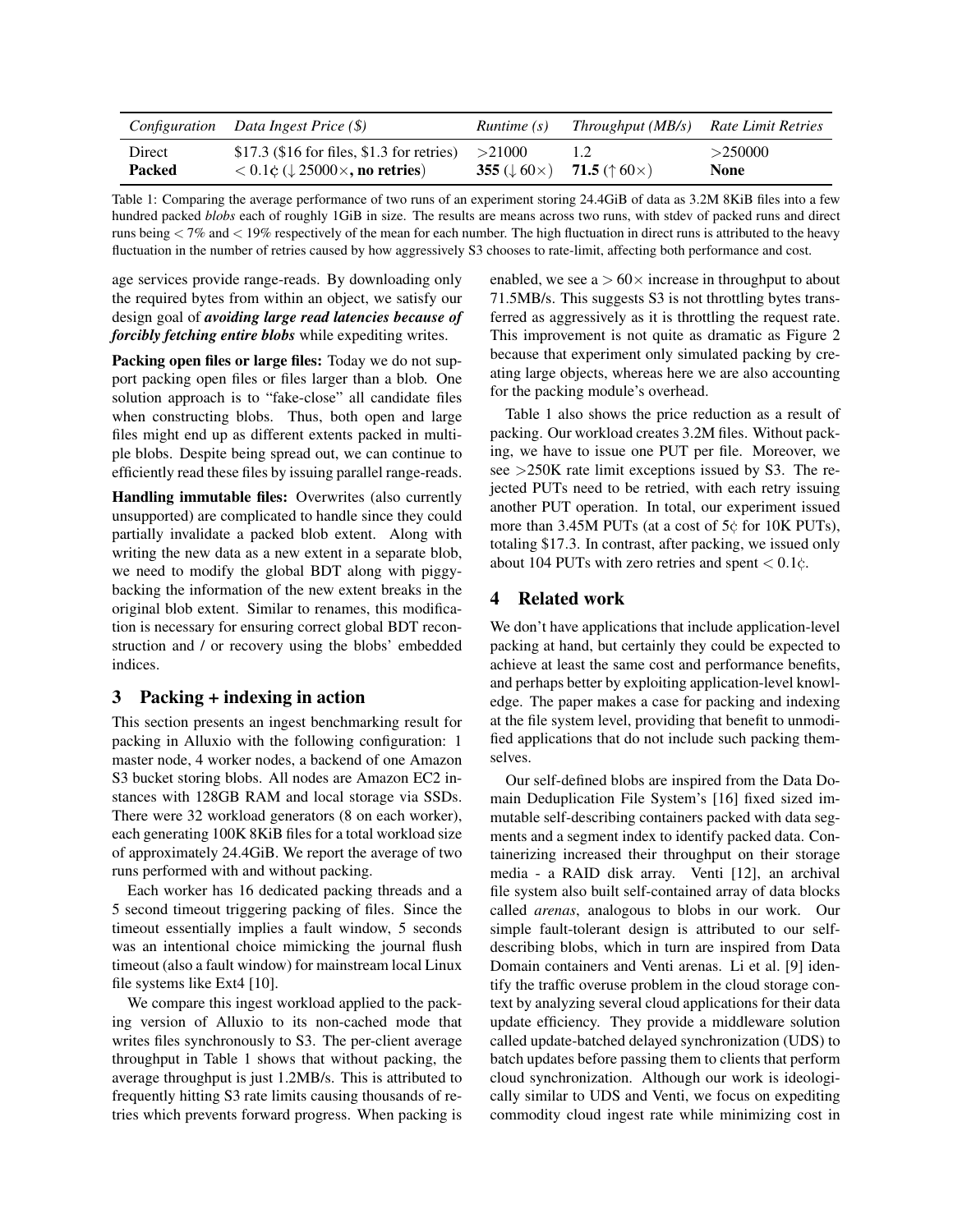| *Configuration* | *Data Ingest Price ($)* | *Runtime (s)* | *Throughput (MB/s)* | *Rate Limit Retries* |
|---|---|---|---|---|
| Direct | $17.3 ($16 for files, $1.3 for retries) | >21000 | 1.2 | >250000 |
| **Packed** | < 0.1¢ (↓ 25000×, **no retries**) | **355** (↓ 60×) | **71.5** (↑ 60×) | **None** |

Table 1: Comparing the average performance of two runs of an experiment storing 24.4GiB of data as 3.2M 8KiB files into a few hundred packed *blobs* each of roughly 1GiB in size. The results are means across two runs, with stdev of packed runs and direct runs being < 7% and < 19% respectively of the mean for each number. The high fluctuation in direct runs is attributed to the heavy fluctuation in the number of retries caused by how aggressively S3 chooses to rate-limit, affecting both performance and cost.

age services provide range-reads. By downloading only the required bytes from within an object, we satisfy our design goal of ***avoiding large read latencies because of forcibly fetching entire blobs*** while expediting writes.

**Packing open files or large files:** Today we do not support packing open files or files larger than a blob. One solution approach is to "fake-close" all candidate files when constructing blobs. Thus, both open and large files might end up as different extents packed in multiple blobs. Despite being spread out, we can continue to efficiently read these files by issuing parallel range-reads.

**Handling immutable files:** Overwrites (also currently unsupported) are complicated to handle since they could partially invalidate a packed blob extent. Along with writing the new data as a new extent in a separate blob, we need to modify the global BDT along with piggybacking the information of the new extent breaks in the original blob extent. Similar to renames, this modification is necessary for ensuring correct global BDT reconstruction and / or recovery using the blobs' embedded indices.

## 3 Packing + indexing in action

This section presents an ingest benchmarking result for packing in Alluxio with the following configuration: 1 master node, 4 worker nodes, a backend of one Amazon S3 bucket storing blobs. All nodes are Amazon EC2 instances with 128GB RAM and local storage via SSDs. There were 32 workload generators (8 on each worker), each generating 100K 8KiB files for a total workload size of approximately 24.4GiB. We report the average of two runs performed with and without packing.

Each worker has 16 dedicated packing threads and a 5 second timeout triggering packing of files. Since the timeout essentially implies a fault window, 5 seconds was an intentional choice mimicking the journal flush timeout (also a fault window) for mainstream local Linux file systems like Ext4 [10].

We compare this ingest workload applied to the packing version of Alluxio to its non-cached mode that writes files synchronously to S3. The per-client average throughput in Table 1 shows that without packing, the average throughput is just 1.2MB/s. This is attributed to frequently hitting S3 rate limits causing thousands of retries which prevents forward progress. When packing is enabled, we see a > 60× increase in throughput to about 71.5MB/s. This suggests S3 is not throttling bytes transferred as aggressively as it is throttling the request rate. This improvement is not quite as dramatic as Figure 2 because that experiment only simulated packing by creating large objects, whereas here we are also accounting for the packing module's overhead.

Table 1 also shows the price reduction as a result of packing. Our workload creates 3.2M files. Without packing, we have to issue one PUT per file. Moreover, we see >250K rate limit exceptions issued by S3. The rejected PUTs need to be retried, with each retry issuing another PUT operation. In total, our experiment issued more than 3.45M PUTs (at a cost of 5¢ for 10K PUTs), totaling $17.3. In contrast, after packing, we issued only about 104 PUTs with zero retries and spent < 0.1¢.

## 4 Related work

We don't have applications that include application-level packing at hand, but certainly they could be expected to achieve at least the same cost and performance benefits, and perhaps better by exploiting application-level knowledge. The paper makes a case for packing and indexing at the file system level, providing that benefit to unmodified applications that do not include such packing themselves.

Our self-defined blobs are inspired from the Data Domain Deduplication File System's [16] fixed sized immutable self-describing containers packed with data segments and a segment index to identify packed data. Containerizing increased their throughput on their storage media - a RAID disk array. Venti [12], an archival file system also built self-contained array of data blocks called *arenas*, analogous to blobs in our work. Our simple fault-tolerant design is attributed to our self-describing blobs, which in turn are inspired from Data Domain containers and Venti arenas. Li et al. [9] identify the traffic overuse problem in the cloud storage context by analyzing several cloud applications for their data update efficiency. They provide a middleware solution called update-batched delayed synchronization (UDS) to batch updates before passing them to clients that perform cloud synchronization. Although our work is ideologically similar to UDS and Venti, we focus on expediting commodity cloud ingest rate while minimizing cost in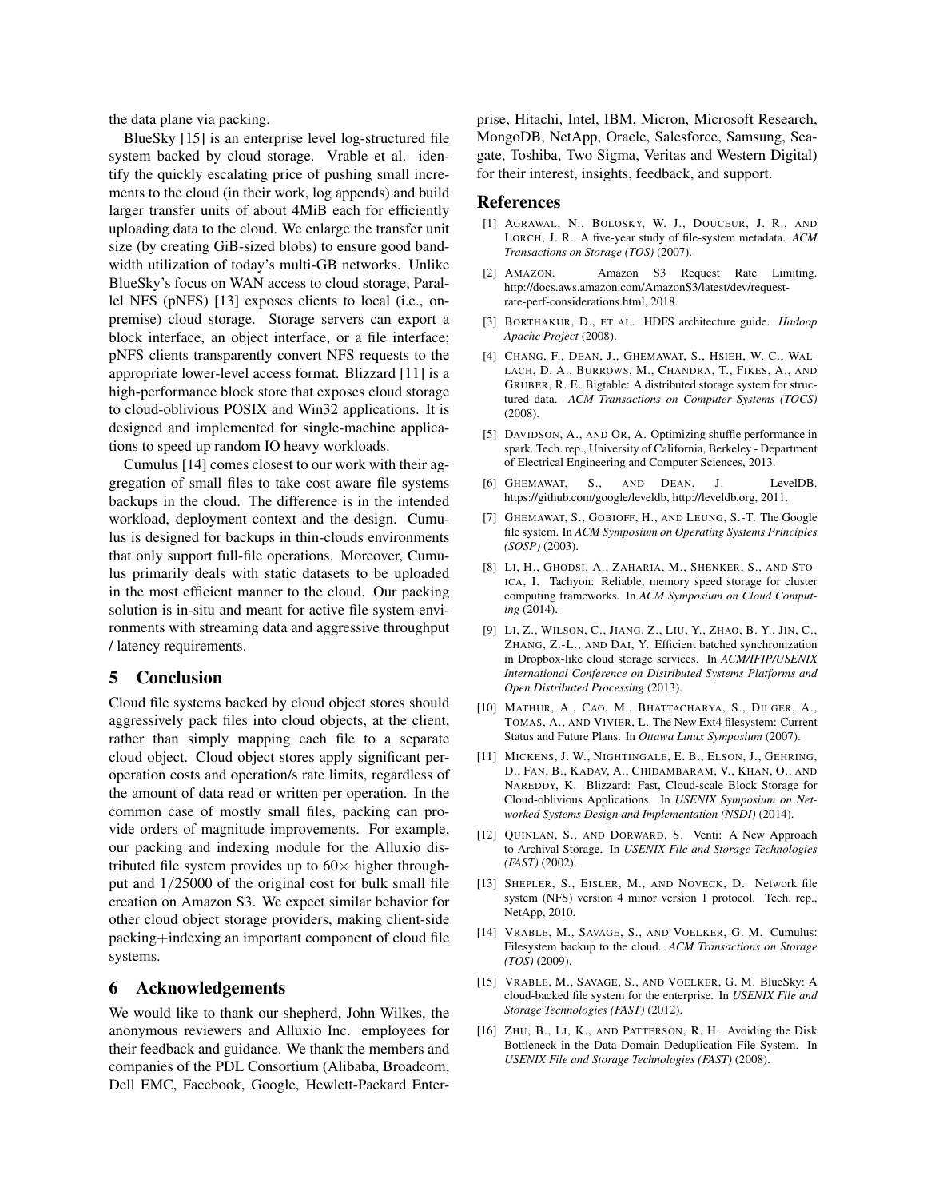the data plane via packing.

BlueSky [15] is an enterprise level log-structured file system backed by cloud storage. Vrable et al. identify the quickly escalating price of pushing small increments to the cloud (in their work, log appends) and build larger transfer units of about 4MiB each for efficiently uploading data to the cloud. We enlarge the transfer unit size (by creating GiB-sized blobs) to ensure good bandwidth utilization of today's multi-GB networks. Unlike BlueSky's focus on WAN access to cloud storage, Parallel NFS (pNFS) [13] exposes clients to local (i.e., on-premise) cloud storage. Storage servers can export a block interface, an object interface, or a file interface; pNFS clients transparently convert NFS requests to the appropriate lower-level access format. Blizzard [11] is a high-performance block store that exposes cloud storage to cloud-oblivious POSIX and Win32 applications. It is designed and implemented for single-machine applications to speed up random IO heavy workloads.

Cumulus [14] comes closest to our work with their aggregation of small files to take cost aware file systems backups in the cloud. The difference is in the intended workload, deployment context and the design. Cumulus is designed for backups in thin-clouds environments that only support full-file operations. Moreover, Cumulus primarily deals with static datasets to be uploaded in the most efficient manner to the cloud. Our packing solution is in-situ and meant for active file system environments with streaming data and aggressive throughput / latency requirements.

## 5 Conclusion

Cloud file systems backed by cloud object stores should aggressively pack files into cloud objects, at the client, rather than simply mapping each file to a separate cloud object. Cloud object stores apply significant per-operation costs and operation/s rate limits, regardless of the amount of data read or written per operation. In the common case of mostly small files, packing can provide orders of magnitude improvements. For example, our packing and indexing module for the Alluxio distributed file system provides up to $60\times$ higher throughput and $1/25000$ of the original cost for bulk small file creation on Amazon S3. We expect similar behavior for other cloud object storage providers, making client-side packing+indexing an important component of cloud file systems.

## 6 Acknowledgements

We would like to thank our shepherd, John Wilkes, the anonymous reviewers and Alluxio Inc. employees for their feedback and guidance. We thank the members and companies of the PDL Consortium (Alibaba, Broadcom, Dell EMC, Facebook, Google, Hewlett-Packard Enterprise, Hitachi, Intel, IBM, Micron, Microsoft Research, MongoDB, NetApp, Oracle, Salesforce, Samsung, Seagate, Toshiba, Two Sigma, Veritas and Western Digital) for their interest, insights, feedback, and support.

## References

[1] Agrawal, N., Bolosky, W. J., Douceur, J. R., and Lorch, J. R. A five-year study of file-system metadata. *ACM Transactions on Storage (TOS)* (2007).

[2] Amazon. Amazon S3 Request Rate Limiting. http://docs.aws.amazon.com/AmazonS3/latest/dev/request-rate-perf-considerations.html, 2018.

[3] Borthakur, D., et al. HDFS architecture guide. *Hadoop Apache Project* (2008).

[4] Chang, F., Dean, J., Ghemawat, S., Hsieh, W. C., Wallach, D. A., Burrows, M., Chandra, T., Fikes, A., and Gruber, R. E. Bigtable: A distributed storage system for structured data. *ACM Transactions on Computer Systems (TOCS)* (2008).

[5] Davidson, A., and Or, A. Optimizing shuffle performance in spark. Tech. rep., University of California, Berkeley - Department of Electrical Engineering and Computer Sciences, 2013.

[6] Ghemawat, S., and Dean, J. LevelDB. https://github.com/google/leveldb, http://leveldb.org, 2011.

[7] Ghemawat, S., Gobioff, H., and Leung, S.-T. The Google file system. In *ACM Symposium on Operating Systems Principles (SOSP)* (2003).

[8] Li, H., Ghodsi, A., Zaharia, M., Shenker, S., and Stoica, I. Tachyon: Reliable, memory speed storage for cluster computing frameworks. In *ACM Symposium on Cloud Computing* (2014).

[9] Li, Z., Wilson, C., Jiang, Z., Liu, Y., Zhao, B. Y., Jin, C., Zhang, Z.-L., and Dai, Y. Efficient batched synchronization in Dropbox-like cloud storage services. In *ACM/IFIP/USENIX International Conference on Distributed Systems Platforms and Open Distributed Processing* (2013).

[10] Mathur, A., Cao, M., Bhattacharya, S., Dilger, A., Tomas, A., and Vivier, L. The New Ext4 filesystem: Current Status and Future Plans. In *Ottawa Linux Symposium* (2007).

[11] Mickens, J. W., Nightingale, E. B., Elson, J., Gehring, D., Fan, B., Kadav, A., Chidambaram, V., Khan, O., and Nareddy, K. Blizzard: Fast, Cloud-scale Block Storage for Cloud-oblivious Applications. In *USENIX Symposium on Networked Systems Design and Implementation (NSDI)* (2014).

[12] Quinlan, S., and Dorward, S. Venti: A New Approach to Archival Storage. In *USENIX File and Storage Technologies (FAST)* (2002).

[13] Shepler, S., Eisler, M., and Noveck, D. Network file system (NFS) version 4 minor version 1 protocol. Tech. rep., NetApp, 2010.

[14] Vrable, M., Savage, S., and Voelker, G. M. Cumulus: Filesystem backup to the cloud. *ACM Transactions on Storage (TOS)* (2009).

[15] Vrable, M., Savage, S., and Voelker, G. M. BlueSky: A cloud-backed file system for the enterprise. In *USENIX File and Storage Technologies (FAST)* (2012).

[16] Zhu, B., Li, K., and Patterson, R. H. Avoiding the Disk Bottleneck in the Data Domain Deduplication File System. In *USENIX File and Storage Technologies (FAST)* (2008).